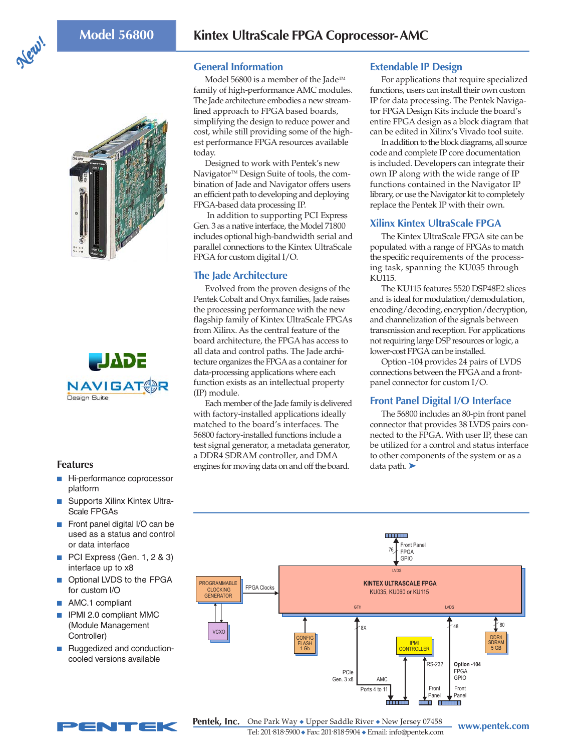# Model 56800

## Kintex UltraScale FPGA Coprocessor- AMC

New!

## General Information

Model 56800 is a member of the Jade™ family of high-performance AMC modules. The Jade architecture embodies a new streamlined approach to FPGA based boards, simplifying the design to reduce power and cost, while still providing some of the highest performance FPGA resources available today.

Designed to work with Pentek's new Navigator™ Design Suite of tools, the combination of Jade and Navigator offers users an efficient path to developing and deploying FPGA-based data processing IP.

In addition to supporting PCI Express Gen. 3 as a native interface, the Model 71800 includes optional high-bandwidth serial and parallel connections to the Kintex UltraScale FPGA for custom digital I/O.

## The Jade Architecture

Evolved from the proven designs of the Pentek Cobalt and Onyx families, Jade raises the processing performance with the new flagship family of Kintex UltraScale FPGAs from Xilinx. As the central feature of the board architecture, the FPGA has access to all data and control paths. The Jade architecture organizes the FPGA as a container for data-processing applications where each function exists as an intellectual property (IP) module.

Each member of the Jade family is delivered with factory-installed applications ideally matched to the board's interfaces. The 56800 factory-installed functions include a test signal generator, a metadata generator, a DDR4 SDRAM controller, and DMA engines for moving data on and off the board.

## Extendable IP Design

For applications that require specialized functions, users can install their own custom IP for data processing. The Pentek Navigator FPGA Design Kits include the board's entire FPGA design as a block diagram that can be edited in Xilinx's Vivado tool suite.

In addition to the block diagrams, all source code and complete IP core documentation is included. Developers can integrate their own IP along with the wide range of IP functions contained in the Navigator IP library, or use the Navigator kit to completely replace the Pentek IP with their own.

## Xilinx Kintex UltraScale FPGA

The Kintex UltraScale FPGA site can be populated with a range of FPGAs to match the specific requirements of the processing task, spanning the KU035 through KU115.

The KU115 features 5520 DSP48E2 slices and is ideal for modulation/demodulation, encoding/decoding, encryption/decryption, and channelization of the signals between transmission and reception. For applications not requiring large DSP resources or logic, a lower-cost FPGA can be installed.

Option -104 provides 24 pairs of LVDS connections between the FPGA and a front-panel connector for custom I/O.

## Front Panel Digital I/O Interface

The 56800 includes an 80-pin front panel connector that provides 38 LVDS pairs connected to the FPGA. With user IP, these can be utilized for a control and status interface to other components of the system or as a data path. ➤

JADE NAVIGATOR Design Suite

## Features

- Hi-performance coprocessor platform
- Supports Xilinx Kintex UltraScale FPGAs
- Front panel digital I/O can be used as a status and control or data interface
- PCI Express (Gen. 1, 2 & 3) interface up to x8
- Optional LVDS to the FPGA for custom I/O
- AMC.1 compliant
- IPMI 2.0 compliant MMC (Module Management Controller)
- Ruggedized and conduction-cooled versions available

Front Panel FPGA GPIO
76
LVDS
PROGRAMMABLE CLOCKING GENERATOR
FPGA Clocks
KINTEX ULTRASCALE FPGA
KU035, KU060 or KU115
GTH
LVDS
VCXO
CONFIG FLASH 1 Gb
8X
IPMI CONTROLLER
48
80
DDR4 SDRAM 5 GB
RS-232
Option -104 FPGA GPIO
PCIe Gen. 3 x8
AMC Ports 4 to 11
Front Panel
Front Panel

PENTEK

**Pentek, Inc.** One Park Way ◆ Upper Saddle River ◆ New Jersey 07458
Tel: 201·818·5900 ◆ Fax: 201·818·5904 ◆ Email: info@pentek.com
www.pentek.com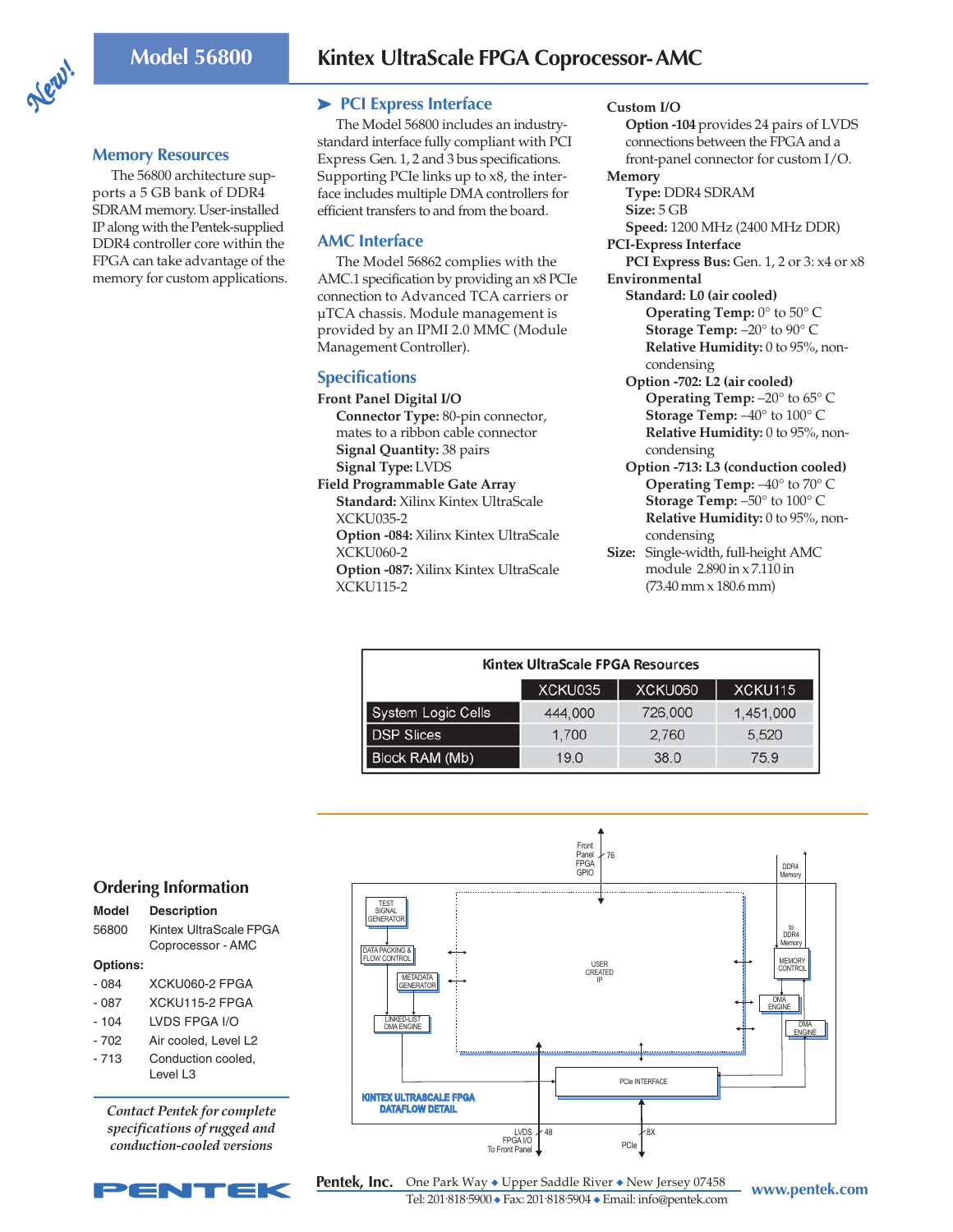# Model 56800 — Kintex UltraScale FPGA Coprocessor- AMC

New!

## Memory Resources

The 56800 architecture supports a 5 GB bank of DDR4 SDRAM memory. User-installed IP along with the Pentek-supplied DDR4 controller core within the FPGA can take advantage of the memory for custom applications.

## PCI Express Interface

The Model 56800 includes an industry-standard interface fully compliant with PCI Express Gen. 1, 2 and 3 bus specifications. Supporting PCIe links up to x8, the interface includes multiple DMA controllers for efficient transfers to and from the board.

## AMC Interface

The Model 56862 complies with the AMC.1 specification by providing an x8 PCIe connection to Advanced TCA carriers or µTCA chassis. Module management is provided by an IPMI 2.0 MMC (Module Management Controller).

## Specifications

**Front Panel Digital I/O**
- **Connector Type:** 80-pin connector, mates to a ribbon cable connector
- **Signal Quantity:** 38 pairs
- **Signal Type:** LVDS

**Field Programmable Gate Array**
- **Standard:** Xilinx Kintex UltraScale XCKU035-2
- **Option -084:** Xilinx Kintex UltraScale XCKU060-2
- **Option -087:** Xilinx Kintex UltraScale XCKU115-2

**Custom I/O**
- **Option -104** provides 24 pairs of LVDS connections between the FPGA and a front-panel connector for custom I/O.

**Memory**
- **Type:** DDR4 SDRAM
- **Size:** 5 GB
- **Speed:** 1200 MHz (2400 MHz DDR)

**PCI-Express Interface**
- **PCI Express Bus:** Gen. 1, 2 or 3: x4 or x8

**Environmental**
- **Standard: L0 (air cooled)**
  - **Operating Temp:** 0° to 50° C
  - **Storage Temp:** –20° to 90° C
  - **Relative Humidity:** 0 to 95%, non-condensing
- **Option -702: L2 (air cooled)**
  - **Operating Temp:** –20° to 65° C
  - **Storage Temp:** –40° to 100° C
  - **Relative Humidity:** 0 to 95%, non-condensing
- **Option -713: L3 (conduction cooled)**
  - **Operating Temp:** –40° to 70° C
  - **Storage Temp:** –50° to 100° C
  - **Relative Humidity:** 0 to 95%, non-condensing

**Size:** Single-width, full-height AMC module 2.890 in x 7.110 in (73.40 mm x 180.6 mm)

**Kintex UltraScale FPGA Resources**

| | XCKU035 | XCKU060 | XCKU115 |
|---|---|---|---|
| System Logic Cells | 444,000 | 726,000 | 1,451,000 |
| DSP Slices | 1,700 | 2,760 | 5,520 |
| Block RAM (Mb) | 19.0 | 38.0 | 75.9 |

## Ordering Information

| Model | Description |
|---|---|
| 56800 | Kintex UltraScale FPGA Coprocessor - AMC |

**Options:**

| | |
|---|---|
| - 084 | XCKU060-2 FPGA |
| - 087 | XCKU115-2 FPGA |
| - 104 | LVDS FPGA I/O |
| - 702 | Air cooled, Level L2 |
| - 713 | Conduction cooled, Level L3 |

*Contact Pentek for complete specifications of rugged and conduction-cooled versions*

KINTEX ULTRASCALE FPGA DATAFLOW DETAIL

Front Panel FPGA GPIO
76
DDR4 Memory
TEST SIGNAL GENERATOR
DATA PACKING & FLOW CONTROL
METADATA GENERATOR
LINKED-LIST DMA ENGINE
USER CREATED IP
to DDR4 Memory
MEMORY CONTROL
DMA ENGINE
DMA ENGINE
PCIe INTERFACE
LVDS FPGA I/O To Front Panel
48
8X
PCIe

Pentek, Inc. One Park Way ◆ Upper Saddle River ◆ New Jersey 07458
Tel: 201·818·5900 ◆ Fax: 201·818·5904 ◆ Email: info@pentek.com
www.pentek.com